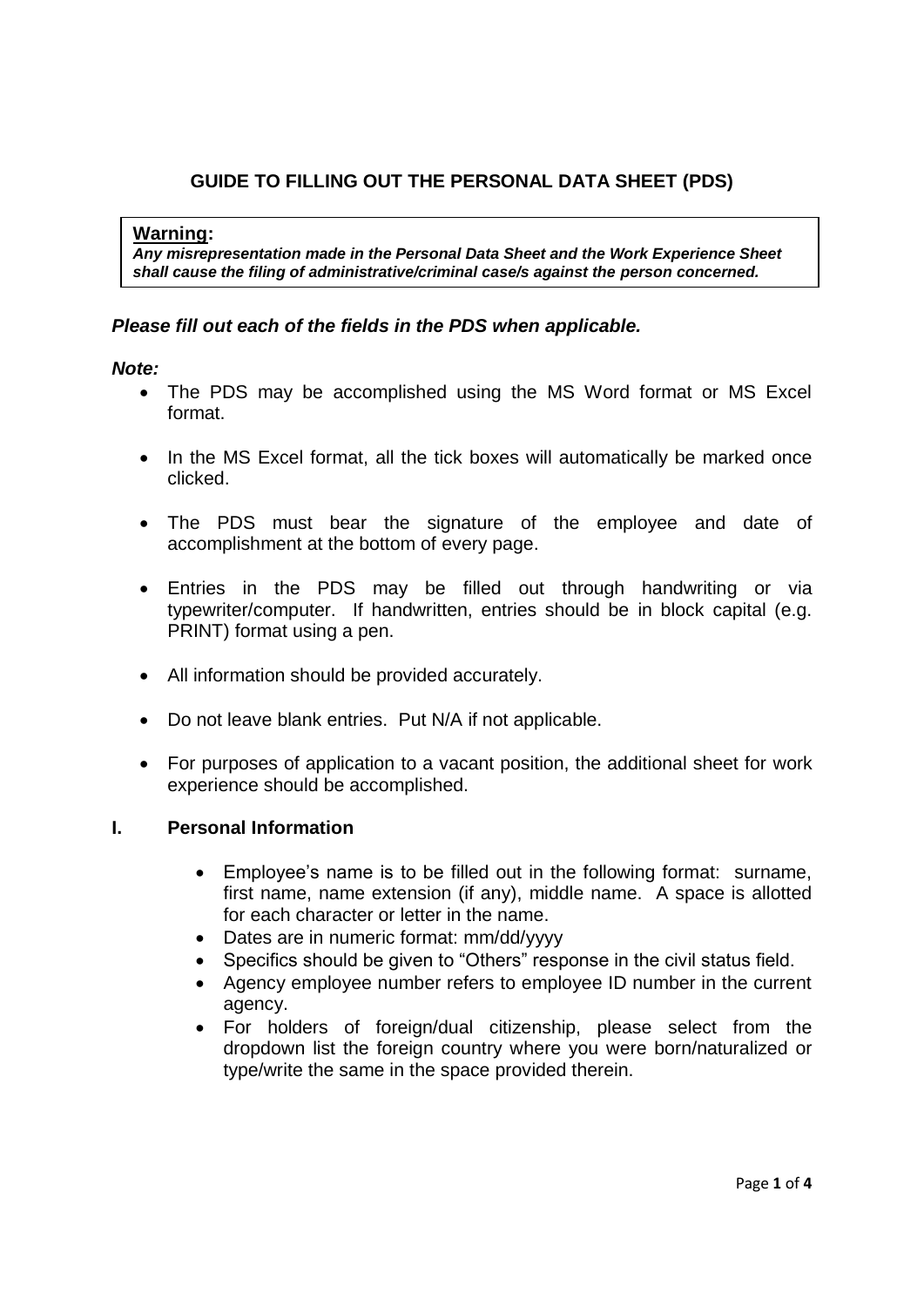## GUIDE TO FILLING OUT THE PERSONAL DATA SHEET (PDS)

> **Warning:**
> ***Any misrepresentation made in the Personal Data Sheet and the Work Experience Sheet shall cause the filing of administrative/criminal case/s against the person concerned.***

***Please fill out each of the fields in the PDS when applicable.***

***Note:***

- The PDS may be accomplished using the MS Word format or MS Excel format.
- In the MS Excel format, all the tick boxes will automatically be marked once clicked.
- The PDS must bear the signature of the employee and date of accomplishment at the bottom of every page.
- Entries in the PDS may be filled out through handwriting or via typewriter/computer. If handwritten, entries should be in block capital (e.g. PRINT) format using a pen.
- All information should be provided accurately.
- Do not leave blank entries. Put N/A if not applicable.
- For purposes of application to a vacant position, the additional sheet for work experience should be accomplished.

### I. Personal Information

- Employee's name is to be filled out in the following format: surname, first name, name extension (if any), middle name. A space is allotted for each character or letter in the name.
- Dates are in numeric format: mm/dd/yyyy
- Specifics should be given to "Others" response in the civil status field.
- Agency employee number refers to employee ID number in the current agency.
- For holders of foreign/dual citizenship, please select from the dropdown list the foreign country where you were born/naturalized or type/write the same in the space provided therein.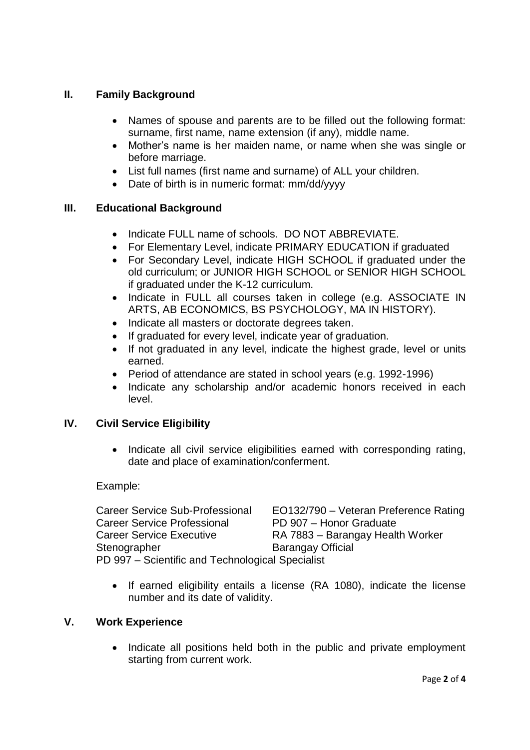## II. Family Background

- Names of spouse and parents are to be filled out the following format: surname, first name, name extension (if any), middle name.
- Mother's name is her maiden name, or name when she was single or before marriage.
- List full names (first name and surname) of ALL your children.
- Date of birth is in numeric format: mm/dd/yyyy

## III. Educational Background

- Indicate FULL name of schools. DO NOT ABBREVIATE.
- For Elementary Level, indicate PRIMARY EDUCATION if graduated
- For Secondary Level, indicate HIGH SCHOOL if graduated under the old curriculum; or JUNIOR HIGH SCHOOL or SENIOR HIGH SCHOOL if graduated under the K-12 curriculum.
- Indicate in FULL all courses taken in college (e.g. ASSOCIATE IN ARTS, AB ECONOMICS, BS PSYCHOLOGY, MA IN HISTORY).
- Indicate all masters or doctorate degrees taken.
- If graduated for every level, indicate year of graduation.
- If not graduated in any level, indicate the highest grade, level or units earned.
- Period of attendance are stated in school years (e.g. 1992-1996)
- Indicate any scholarship and/or academic honors received in each level.

## IV. Civil Service Eligibility

- Indicate all civil service eligibilities earned with corresponding rating, date and place of examination/conferment.

Example:

| | |
|---|---|
| Career Service Sub-Professional | EO132/790 – Veteran Preference Rating |
| Career Service Professional | PD 907 – Honor Graduate |
| Career Service Executive | RA 7883 – Barangay Health Worker |
| Stenographer | Barangay Official |
| PD 997 – Scientific and Technological Specialist | |

- If earned eligibility entails a license (RA 1080), indicate the license number and its date of validity.

## V. Work Experience

- Indicate all positions held both in the public and private employment starting from current work.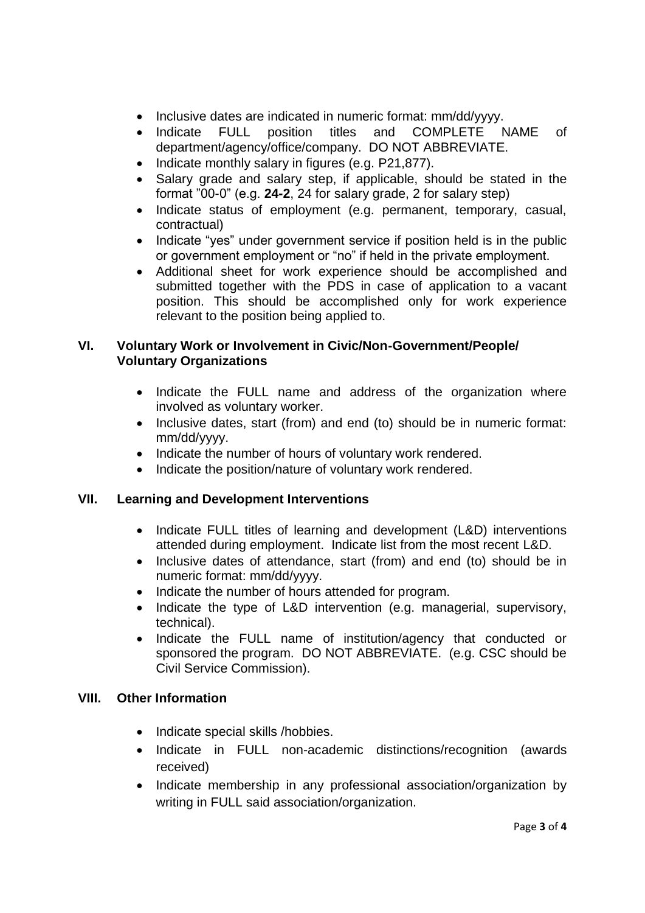- Inclusive dates are indicated in numeric format: mm/dd/yyyy.
- Indicate FULL position titles and COMPLETE NAME of department/agency/office/company. DO NOT ABBREVIATE.
- Indicate monthly salary in figures (e.g. P21,877).
- Salary grade and salary step, if applicable, should be stated in the format "00-0" (e.g. **24-2**, 24 for salary grade, 2 for salary step)
- Indicate status of employment (e.g. permanent, temporary, casual, contractual)
- Indicate "yes" under government service if position held is in the public or government employment or "no" if held in the private employment.
- Additional sheet for work experience should be accomplished and submitted together with the PDS in case of application to a vacant position. This should be accomplished only for work experience relevant to the position being applied to.

## VI. Voluntary Work or Involvement in Civic/Non-Government/People/ Voluntary Organizations

- Indicate the FULL name and address of the organization where involved as voluntary worker.
- Inclusive dates, start (from) and end (to) should be in numeric format: mm/dd/yyyy.
- Indicate the number of hours of voluntary work rendered.
- Indicate the position/nature of voluntary work rendered.

## VII. Learning and Development Interventions

- Indicate FULL titles of learning and development (L&D) interventions attended during employment. Indicate list from the most recent L&D.
- Inclusive dates of attendance, start (from) and end (to) should be in numeric format: mm/dd/yyyy.
- Indicate the number of hours attended for program.
- Indicate the type of L&D intervention (e.g. managerial, supervisory, technical).
- Indicate the FULL name of institution/agency that conducted or sponsored the program. DO NOT ABBREVIATE. (e.g. CSC should be Civil Service Commission).

## VIII. Other Information

- Indicate special skills /hobbies.
- Indicate in FULL non-academic distinctions/recognition (awards received)
- Indicate membership in any professional association/organization by writing in FULL said association/organization.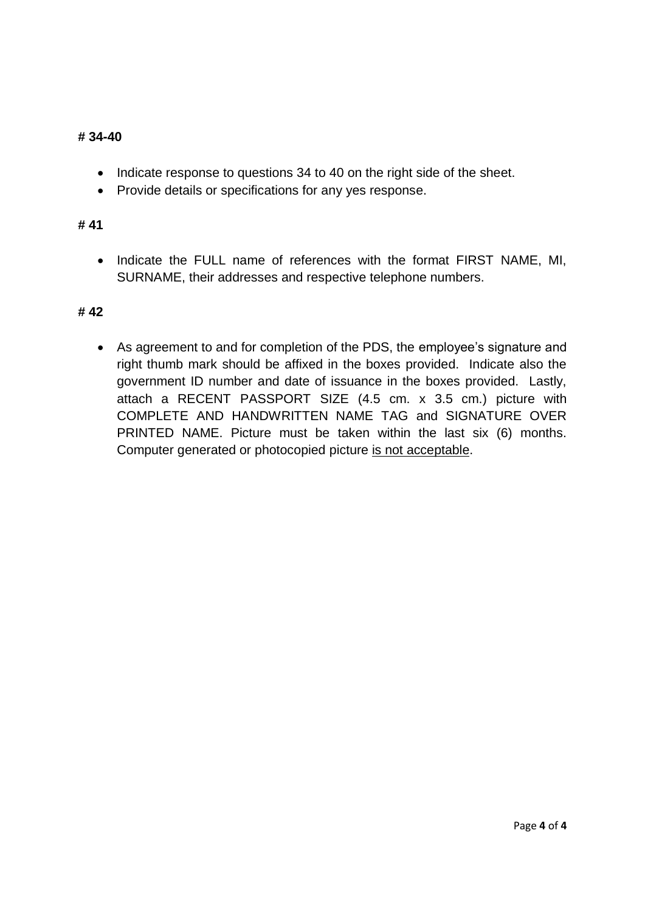**# 34-40**

- Indicate response to questions 34 to 40 on the right side of the sheet.
- Provide details or specifications for any yes response.

**# 41**

- Indicate the FULL name of references with the format FIRST NAME, MI, SURNAME, their addresses and respective telephone numbers.

**# 42**

- As agreement to and for completion of the PDS, the employee's signature and right thumb mark should be affixed in the boxes provided. Indicate also the government ID number and date of issuance in the boxes provided. Lastly, attach a RECENT PASSPORT SIZE (4.5 cm. x 3.5 cm.) picture with COMPLETE AND HANDWRITTEN NAME TAG and SIGNATURE OVER PRINTED NAME. Picture must be taken within the last six (6) months. Computer generated or photocopied picture <u>is not acceptable</u>.